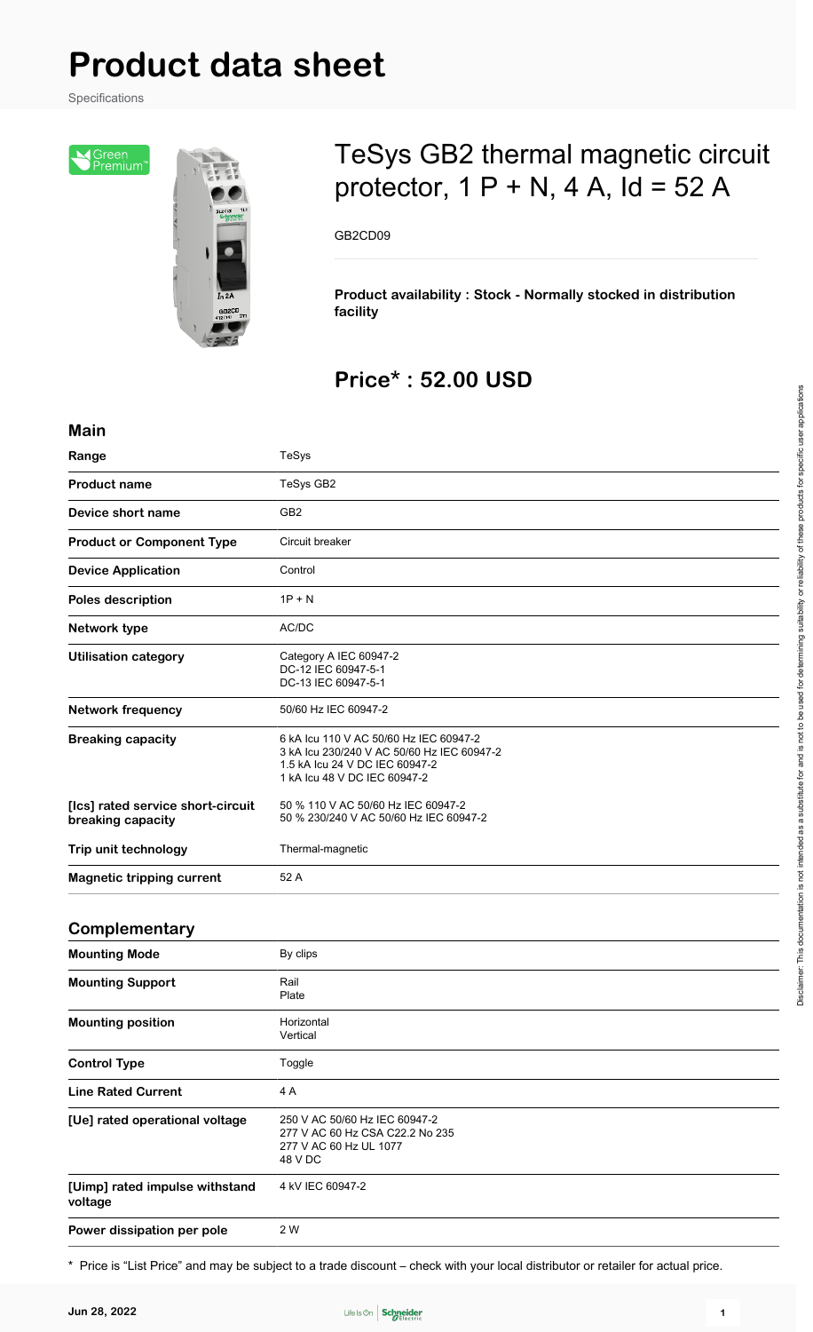# Product data sheet

Specifications

## TeSys GB2 thermal magnetic circuit protector, 1 P + N, 4 A, Id = 52 A

GB2CD09

**Product availability : Stock - Normally stocked in distribution facility**

## Price* : 52.00 USD

### Main

| | |
|---|---|
| **Range** | TeSys |
| **Product name** | TeSys GB2 |
| **Device short name** | GB2 |
| **Product or Component Type** | Circuit breaker |
| **Device Application** | Control |
| **Poles description** | 1P + N |
| **Network type** | AC/DC |
| **Utilisation category** | Category A IEC 60947-2<br>DC-12 IEC 60947-5-1<br>DC-13 IEC 60947-5-1 |
| **Network frequency** | 50/60 Hz IEC 60947-2 |
| **Breaking capacity** | 6 kA Icu 110 V AC 50/60 Hz IEC 60947-2<br>3 kA Icu 230/240 V AC 50/60 Hz IEC 60947-2<br>1.5 kA Icu 24 V DC IEC 60947-2<br>1 kA Icu 48 V DC IEC 60947-2 |
| **[Ics] rated service short-circuit breaking capacity** | 50 % 110 V AC 50/60 Hz IEC 60947-2<br>50 % 230/240 V AC 50/60 Hz IEC 60947-2 |
| **Trip unit technology** | Thermal-magnetic |
| **Magnetic tripping current** | 52 A |

### Complementary

| | |
|---|---|
| **Mounting Mode** | By clips |
| **Mounting Support** | Rail<br>Plate |
| **Mounting position** | Horizontal<br>Vertical |
| **Control Type** | Toggle |
| **Line Rated Current** | 4 A |
| **[Ue] rated operational voltage** | 250 V AC 50/60 Hz IEC 60947-2<br>277 V AC 60 Hz CSA C22.2 No 235<br>277 V AC 60 Hz UL 1077<br>48 V DC |
| **[Uimp] rated impulse withstand voltage** | 4 kV IEC 60947-2 |
| **Power dissipation per pole** | 2 W |

* Price is "List Price" and may be subject to a trade discount – check with your local distributor or retailer for actual price.

Disclaimer: This documentation is not intended as a substitute for and is not to be used for determining suitability or reliability of these products for specific user applications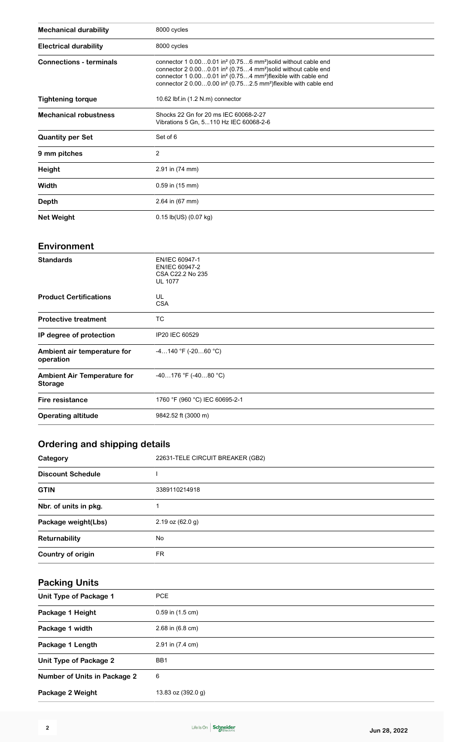| | |
|---|---|
| **Mechanical durability** | 8000 cycles |
| **Electrical durability** | 8000 cycles |
| **Connections - terminals** | connector 1 0.00…0.01 in² (0.75…6 mm²)solid without cable end<br>connector 2 0.00…0.01 in² (0.75…4 mm²)solid without cable end<br>connector 1 0.00…0.01 in² (0.75…4 mm²)flexible with cable end<br>connector 2 0.00…0.00 in² (0.75…2.5 mm²)flexible with cable end |
| **Tightening torque** | 10.62 lbf.in (1.2 N.m) connector |
| **Mechanical robustness** | Shocks 22 Gn for 20 ms IEC 60068-2-27<br>Vibrations 5 Gn, 5...110 Hz IEC 60068-2-6 |
| **Quantity per Set** | Set of 6 |
| **9 mm pitches** | 2 |
| **Height** | 2.91 in (74 mm) |
| **Width** | 0.59 in (15 mm) |
| **Depth** | 2.64 in (67 mm) |
| **Net Weight** | 0.15 lb(US) (0.07 kg) |

## Environment

| | |
|---|---|
| **Standards** | EN/IEC 60947-1<br>EN/IEC 60947-2<br>CSA C22.2 No 235<br>UL 1077 |
| **Product Certifications** | UL<br>CSA |
| **Protective treatment** | TC |
| **IP degree of protection** | IP20 IEC 60529 |
| **Ambient air temperature for operation** | -4…140 °F (-20…60 °C) |
| **Ambient Air Temperature for Storage** | -40…176 °F (-40…80 °C) |
| **Fire resistance** | 1760 °F (960 °C) IEC 60695-2-1 |
| **Operating altitude** | 9842.52 ft (3000 m) |

## Ordering and shipping details

| | |
|---|---|
| **Category** | 22631-TELE CIRCUIT BREAKER (GB2) |
| **Discount Schedule** | I |
| **GTIN** | 3389110214918 |
| **Nbr. of units in pkg.** | 1 |
| **Package weight(Lbs)** | 2.19 oz (62.0 g) |
| **Returnability** | No |
| **Country of origin** | FR |

## Packing Units

| | |
|---|---|
| **Unit Type of Package 1** | PCE |
| **Package 1 Height** | 0.59 in (1.5 cm) |
| **Package 1 width** | 2.68 in (6.8 cm) |
| **Package 1 Length** | 2.91 in (7.4 cm) |
| **Unit Type of Package 2** | BB1 |
| **Number of Units in Package 2** | 6 |
| **Package 2 Weight** | 13.83 oz (392.0 g) |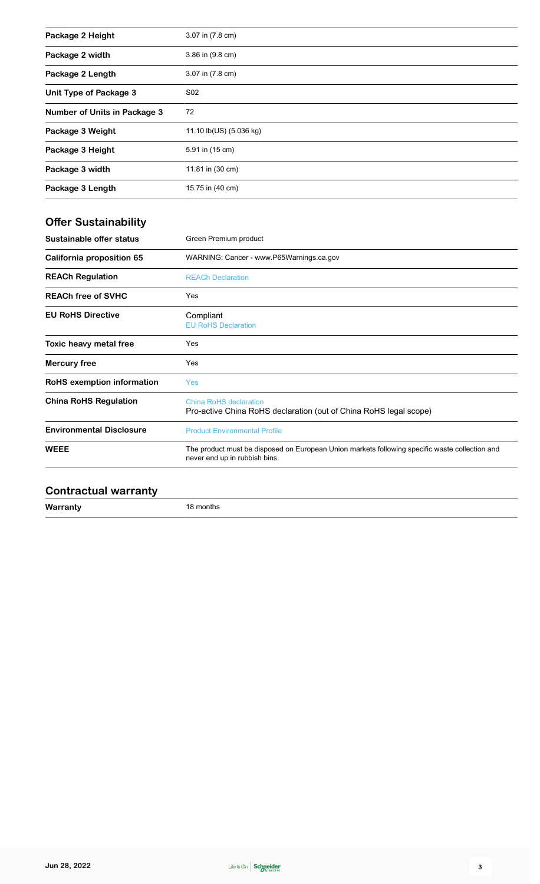| | |
|---|---|
| **Package 2 Height** | 3.07 in (7.8 cm) |
| **Package 2 width** | 3.86 in (9.8 cm) |
| **Package 2 Length** | 3.07 in (7.8 cm) |
| **Unit Type of Package 3** | S02 |
| **Number of Units in Package 3** | 72 |
| **Package 3 Weight** | 11.10 lb(US) (5.036 kg) |
| **Package 3 Height** | 5.91 in (15 cm) |
| **Package 3 width** | 11.81 in (30 cm) |
| **Package 3 Length** | 15.75 in (40 cm) |

## Offer Sustainability

| | |
|---|---|
| **Sustainable offer status** | Green Premium product |
| **California proposition 65** | WARNING: Cancer - www.P65Warnings.ca.gov |
| **REACh Regulation** | REACh Declaration |
| **REACh free of SVHC** | Yes |
| **EU RoHS Directive** | Compliant<br>EU RoHS Declaration |
| **Toxic heavy metal free** | Yes |
| **Mercury free** | Yes |
| **RoHS exemption information** | Yes |
| **China RoHS Regulation** | China RoHS declaration<br>Pro-active China RoHS declaration (out of China RoHS legal scope) |
| **Environmental Disclosure** | Product Environmental Profile |
| **WEEE** | The product must be disposed on European Union markets following specific waste collection and never end up in rubbish bins. |

## Contractual warranty

| | |
|---|---|
| **Warranty** | 18 months |